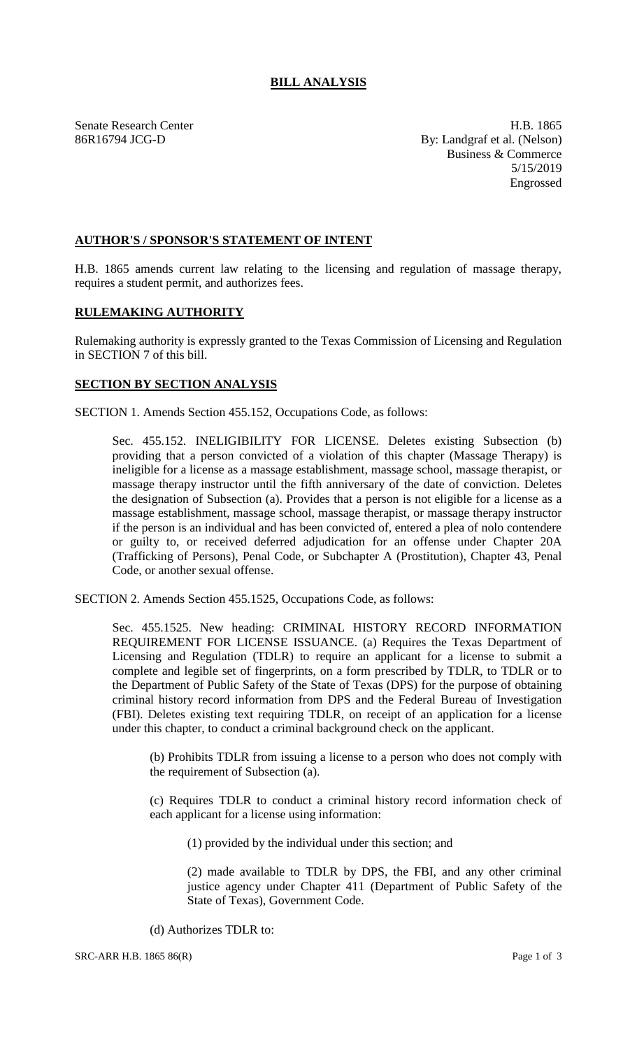# BILL ANALYSIS

Senate Research Center
86R16794 JCG-D

H.B. 1865
By: Landgraf et al. (Nelson)
Business & Commerce
5/15/2019
Engrossed

## AUTHOR'S / SPONSOR'S STATEMENT OF INTENT

H.B. 1865 amends current law relating to the licensing and regulation of massage therapy, requires a student permit, and authorizes fees.

## RULEMAKING AUTHORITY

Rulemaking authority is expressly granted to the Texas Commission of Licensing and Regulation in SECTION 7 of this bill.

## SECTION BY SECTION ANALYSIS

SECTION 1. Amends Section 455.152, Occupations Code, as follows:

Sec. 455.152. INELIGIBILITY FOR LICENSE. Deletes existing Subsection (b) providing that a person convicted of a violation of this chapter (Massage Therapy) is ineligible for a license as a massage establishment, massage school, massage therapist, or massage therapy instructor until the fifth anniversary of the date of conviction. Deletes the designation of Subsection (a). Provides that a person is not eligible for a license as a massage establishment, massage school, massage therapist, or massage therapy instructor if the person is an individual and has been convicted of, entered a plea of nolo contendere or guilty to, or received deferred adjudication for an offense under Chapter 20A (Trafficking of Persons), Penal Code, or Subchapter A (Prostitution), Chapter 43, Penal Code, or another sexual offense.

SECTION 2. Amends Section 455.1525, Occupations Code, as follows:

Sec. 455.1525. New heading: CRIMINAL HISTORY RECORD INFORMATION REQUIREMENT FOR LICENSE ISSUANCE. (a) Requires the Texas Department of Licensing and Regulation (TDLR) to require an applicant for a license to submit a complete and legible set of fingerprints, on a form prescribed by TDLR, to TDLR or to the Department of Public Safety of the State of Texas (DPS) for the purpose of obtaining criminal history record information from DPS and the Federal Bureau of Investigation (FBI). Deletes existing text requiring TDLR, on receipt of an application for a license under this chapter, to conduct a criminal background check on the applicant.

(b) Prohibits TDLR from issuing a license to a person who does not comply with the requirement of Subsection (a).

(c) Requires TDLR to conduct a criminal history record information check of each applicant for a license using information:

(1) provided by the individual under this section; and

(2) made available to TDLR by DPS, the FBI, and any other criminal justice agency under Chapter 411 (Department of Public Safety of the State of Texas), Government Code.

(d) Authorizes TDLR to: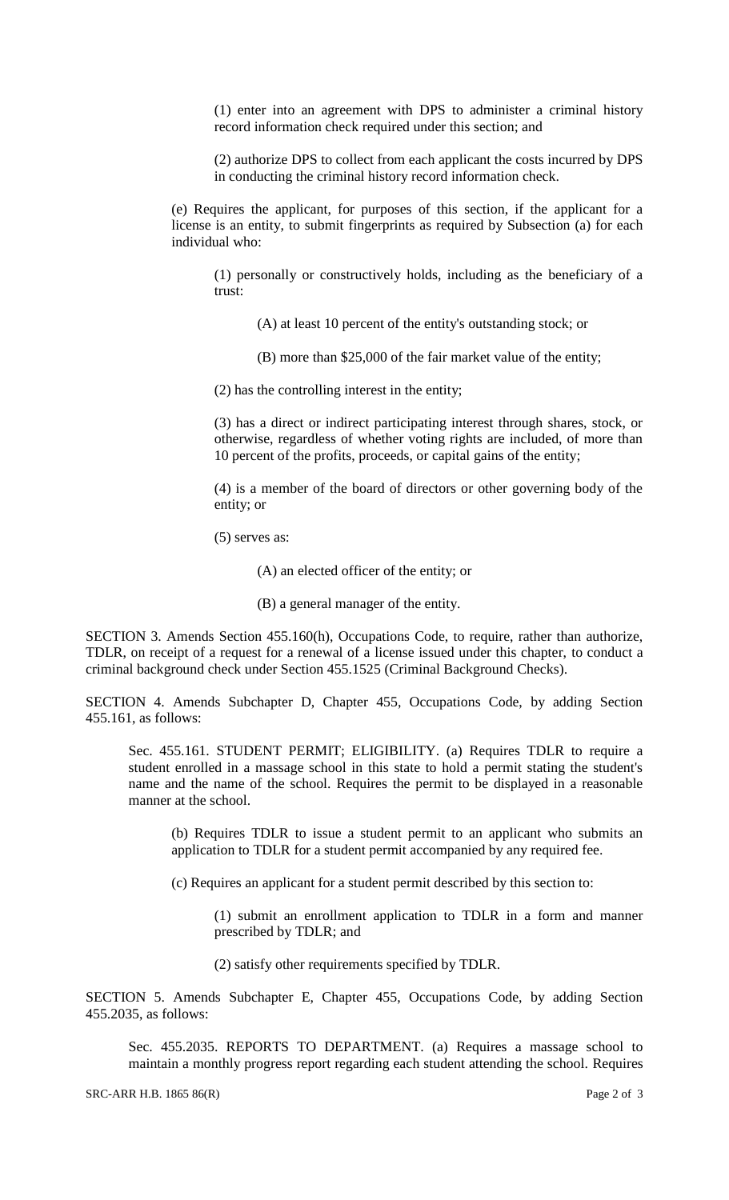(1) enter into an agreement with DPS to administer a criminal history record information check required under this section; and

(2) authorize DPS to collect from each applicant the costs incurred by DPS in conducting the criminal history record information check.

(e) Requires the applicant, for purposes of this section, if the applicant for a license is an entity, to submit fingerprints as required by Subsection (a) for each individual who:

(1) personally or constructively holds, including as the beneficiary of a trust:

(A) at least 10 percent of the entity's outstanding stock; or

(B) more than $25,000 of the fair market value of the entity;

(2) has the controlling interest in the entity;

(3) has a direct or indirect participating interest through shares, stock, or otherwise, regardless of whether voting rights are included, of more than 10 percent of the profits, proceeds, or capital gains of the entity;

(4) is a member of the board of directors or other governing body of the entity; or

(5) serves as:

(A) an elected officer of the entity; or

(B) a general manager of the entity.

SECTION 3. Amends Section 455.160(h), Occupations Code, to require, rather than authorize, TDLR, on receipt of a request for a renewal of a license issued under this chapter, to conduct a criminal background check under Section 455.1525 (Criminal Background Checks).

SECTION 4. Amends Subchapter D, Chapter 455, Occupations Code, by adding Section 455.161, as follows:

Sec. 455.161. STUDENT PERMIT; ELIGIBILITY. (a) Requires TDLR to require a student enrolled in a massage school in this state to hold a permit stating the student's name and the name of the school. Requires the permit to be displayed in a reasonable manner at the school.

(b) Requires TDLR to issue a student permit to an applicant who submits an application to TDLR for a student permit accompanied by any required fee.

(c) Requires an applicant for a student permit described by this section to:

(1) submit an enrollment application to TDLR in a form and manner prescribed by TDLR; and

(2) satisfy other requirements specified by TDLR.

SECTION 5. Amends Subchapter E, Chapter 455, Occupations Code, by adding Section 455.2035, as follows:

Sec. 455.2035. REPORTS TO DEPARTMENT. (a) Requires a massage school to maintain a monthly progress report regarding each student attending the school. Requires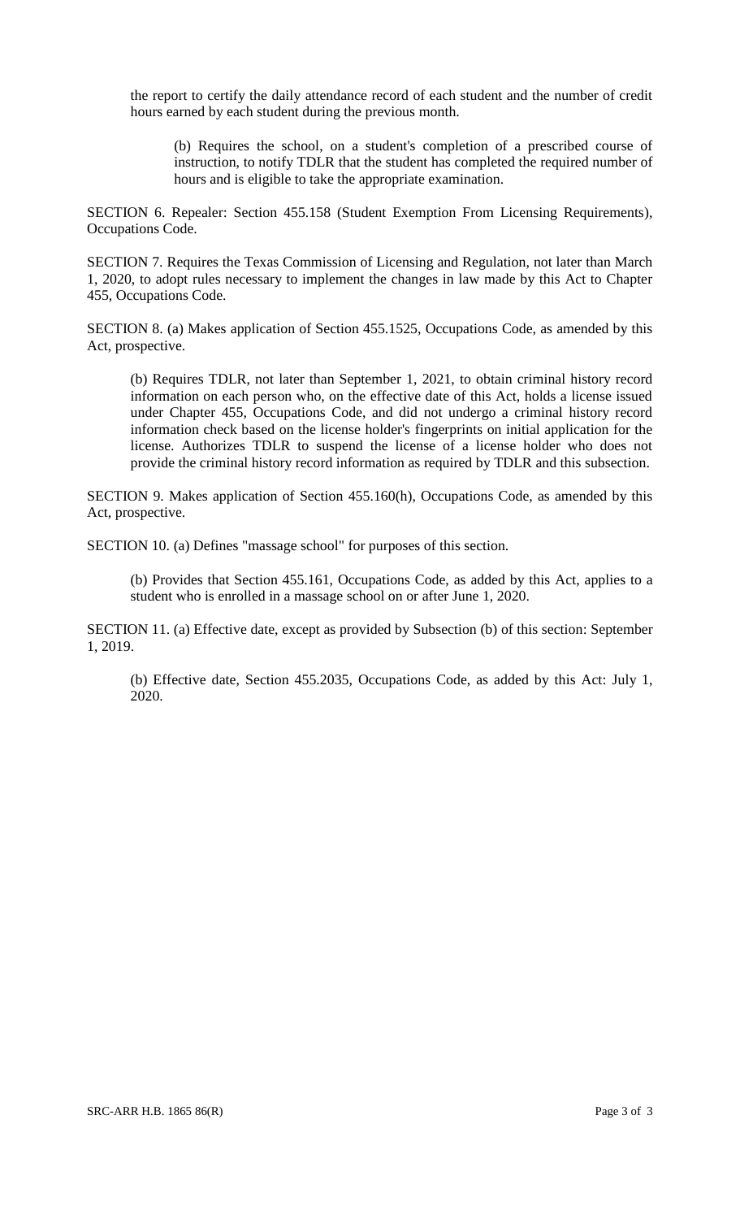the report to certify the daily attendance record of each student and the number of credit hours earned by each student during the previous month.

(b) Requires the school, on a student's completion of a prescribed course of instruction, to notify TDLR that the student has completed the required number of hours and is eligible to take the appropriate examination.

SECTION 6. Repealer: Section 455.158 (Student Exemption From Licensing Requirements), Occupations Code.

SECTION 7. Requires the Texas Commission of Licensing and Regulation, not later than March 1, 2020, to adopt rules necessary to implement the changes in law made by this Act to Chapter 455, Occupations Code.

SECTION 8. (a) Makes application of Section 455.1525, Occupations Code, as amended by this Act, prospective.

(b) Requires TDLR, not later than September 1, 2021, to obtain criminal history record information on each person who, on the effective date of this Act, holds a license issued under Chapter 455, Occupations Code, and did not undergo a criminal history record information check based on the license holder's fingerprints on initial application for the license. Authorizes TDLR to suspend the license of a license holder who does not provide the criminal history record information as required by TDLR and this subsection.

SECTION 9. Makes application of Section 455.160(h), Occupations Code, as amended by this Act, prospective.

SECTION 10. (a) Defines "massage school" for purposes of this section.

(b) Provides that Section 455.161, Occupations Code, as added by this Act, applies to a student who is enrolled in a massage school on or after June 1, 2020.

SECTION 11. (a) Effective date, except as provided by Subsection (b) of this section: September 1, 2019.

(b) Effective date, Section 455.2035, Occupations Code, as added by this Act: July 1, 2020.